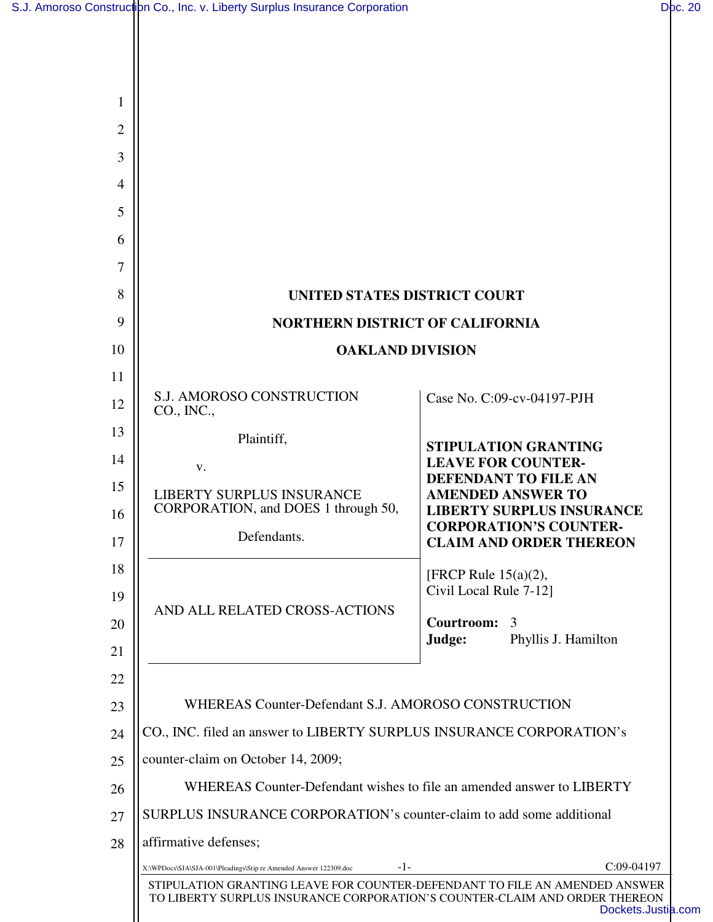**UNITED STATES DISTRICT COURT**

**NORTHERN DISTRICT OF CALIFORNIA**

**OAKLAND DIVISION**

| | |
|---|---|
| S.J. AMOROSO CONSTRUCTION CO., INC.,<br><br>Plaintiff,<br><br>v.<br><br>LIBERTY SURPLUS INSURANCE CORPORATION, and DOES 1 through 50,<br><br>Defendants. | Case No. C:09-cv-04197-PJH<br><br>**STIPULATION GRANTING LEAVE FOR COUNTER-DEFENDANT TO FILE AN AMENDED ANSWER TO LIBERTY SURPLUS INSURANCE CORPORATION'S COUNTER-CLAIM AND ORDER THEREON** |
| AND ALL RELATED CROSS-ACTIONS | [FRCP Rule 15(a)(2), Civil Local Rule 7-12]<br><br>**Courtroom:** 3<br>**Judge:** Phyllis J. Hamilton |

WHEREAS Counter-Defendant S.J. AMOROSO CONSTRUCTION CO., INC. filed an answer to LIBERTY SURPLUS INSURANCE CORPORATION's counter-claim on October 14, 2009;

WHEREAS Counter-Defendant wishes to file an amended answer to LIBERTY SURPLUS INSURANCE CORPORATION's counter-claim to add some additional affirmative defenses;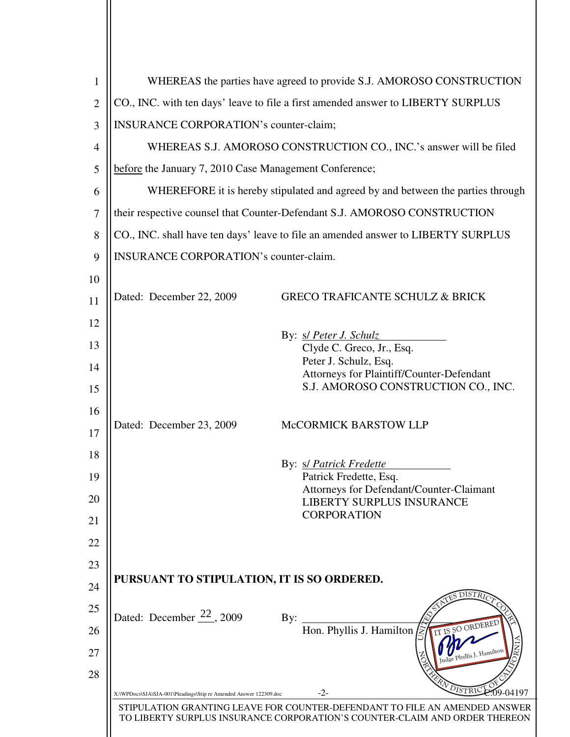WHEREAS the parties have agreed to provide S.J. AMOROSO CONSTRUCTION CO., INC. with ten days' leave to file a first amended answer to LIBERTY SURPLUS INSURANCE CORPORATION's counter-claim;

WHEREAS S.J. AMOROSO CONSTRUCTION CO., INC.'s answer will be filed before the January 7, 2010 Case Management Conference;

WHEREFORE it is hereby stipulated and agreed by and between the parties through their respective counsel that Counter-Defendant S.J. AMOROSO CONSTRUCTION CO., INC. shall have ten days' leave to file an amended answer to LIBERTY SURPLUS INSURANCE CORPORATION's counter-claim.

Dated: December 22, 2009

GRECO TRAFICANTE SCHULZ & BRICK

By: *s/ Peter J. Schulz*
Clyde C. Greco, Jr., Esq.
Peter J. Schulz, Esq.
Attorneys for Plaintiff/Counter-Defendant
S.J. AMOROSO CONSTRUCTION CO., INC.

Dated: December 23, 2009

McCORMICK BARSTOW LLP

By: *s/ Patrick Fredette*
Patrick Fredette, Esq.
Attorneys for Defendant/Counter-Claimant
LIBERTY SURPLUS INSURANCE CORPORATION

**PURSUANT TO STIPULATION, IT IS SO ORDERED.**

Dated: December 22, 2009

By: ______________________
Hon. Phyllis J. Hamilton

UNITED STATES DISTRICT COURT NORTHERN DISTRICT OF CALIFORNIA — IT IS SO ORDERED — Judge Phyllis J. Hamilton

X:\WPDocs\SJA\SJA-001\Pleadings\Stip re Amended Answer 122309.doc

C:09-04197

STIPULATION GRANTING LEAVE FOR COUNTER-DEFENDANT TO FILE AN AMENDED ANSWER TO LIBERTY SURPLUS INSURANCE CORPORATION'S COUNTER-CLAIM AND ORDER THEREON